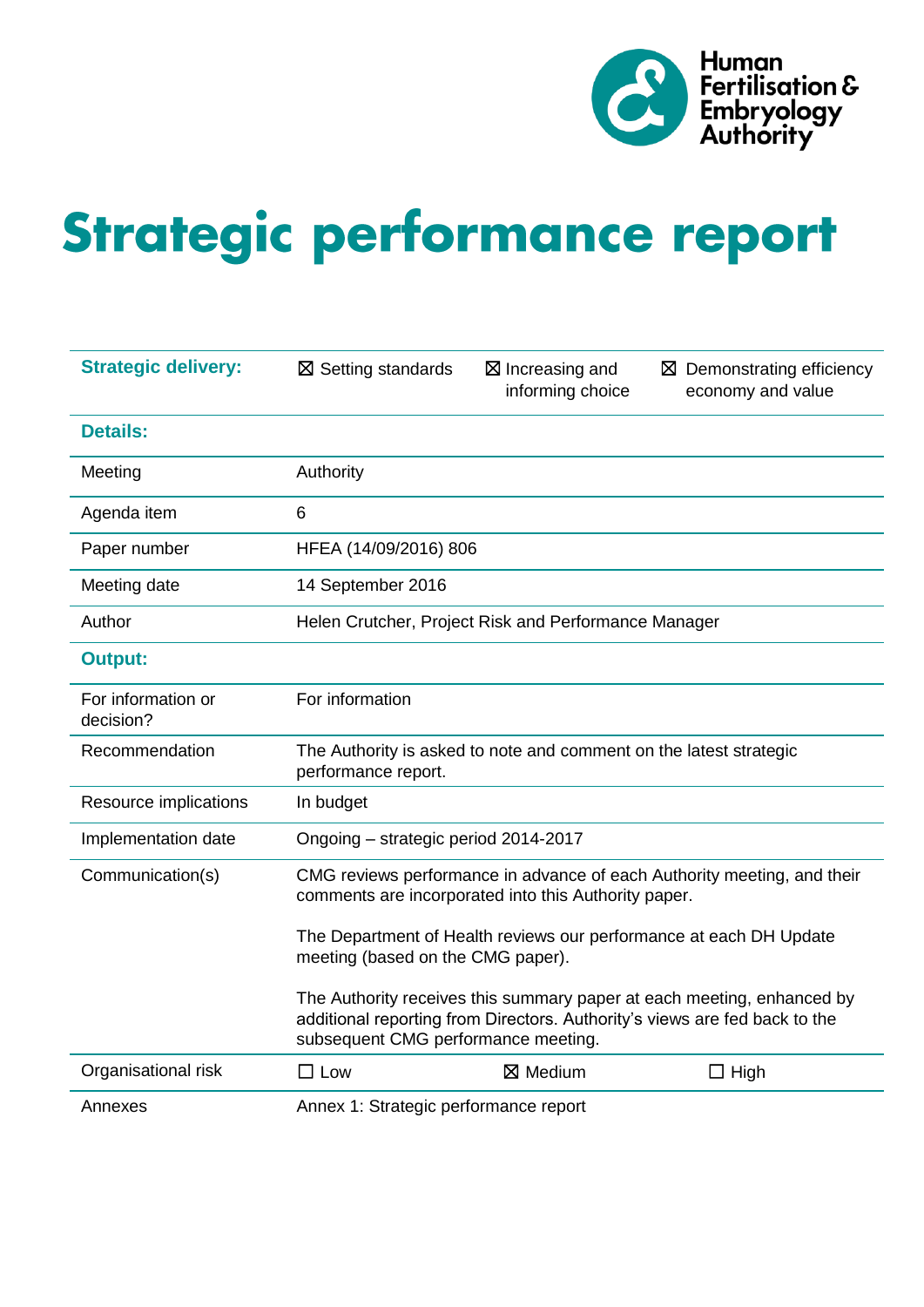Human Fertilisation & Embryology Authority

# Strategic performance report

| **Strategic delivery:** | ☒ Setting standards | ☒ Increasing and informing choice | ☒ Demonstrating efficiency economy and value |
|---|---|---|---|
| **Details:** | | | |
| Meeting | Authority | | |
| Agenda item | 6 | | |
| Paper number | HFEA (14/09/2016) 806 | | |
| Meeting date | 14 September 2016 | | |
| Author | Helen Crutcher, Project Risk and Performance Manager | | |
| **Output:** | | | |
| For information or decision? | For information | | |
| Recommendation | The Authority is asked to note and comment on the latest strategic performance report. | | |
| Resource implications | In budget | | |
| Implementation date | Ongoing – strategic period 2014-2017 | | |
| Communication(s) | CMG reviews performance in advance of each Authority meeting, and their comments are incorporated into this Authority paper.<br><br>The Department of Health reviews our performance at each DH Update meeting (based on the CMG paper).<br><br>The Authority receives this summary paper at each meeting, enhanced by additional reporting from Directors. Authority's views are fed back to the subsequent CMG performance meeting. | | |
| Organisational risk | ☐ Low | ☒ Medium | ☐ High |
| Annexes | Annex 1: Strategic performance report | | |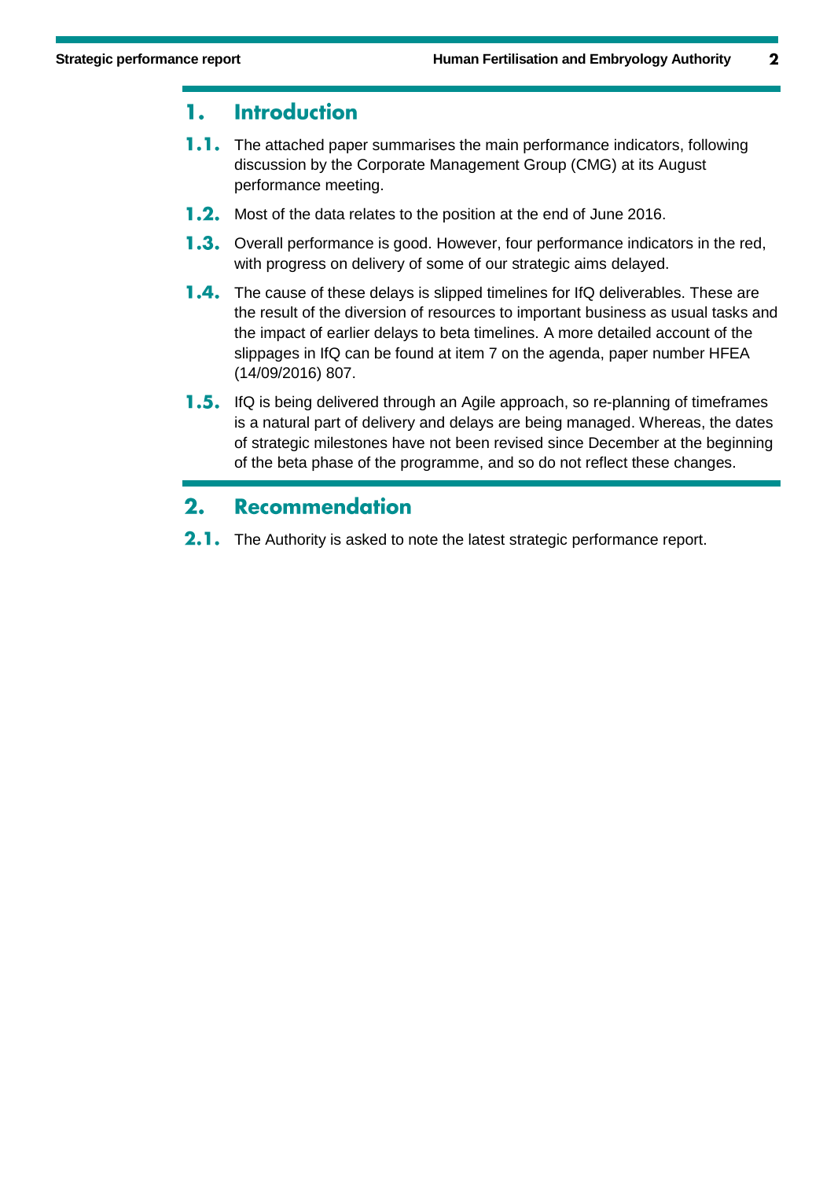# 1. Introduction

**1.1.** The attached paper summarises the main performance indicators, following discussion by the Corporate Management Group (CMG) at its August performance meeting.

**1.2.** Most of the data relates to the position at the end of June 2016.

**1.3.** Overall performance is good. However, four performance indicators in the red, with progress on delivery of some of our strategic aims delayed.

**1.4.** The cause of these delays is slipped timelines for IfQ deliverables. These are the result of the diversion of resources to important business as usual tasks and the impact of earlier delays to beta timelines. A more detailed account of the slippages in IfQ can be found at item 7 on the agenda, paper number HFEA (14/09/2016) 807.

**1.5.** IfQ is being delivered through an Agile approach, so re-planning of timeframes is a natural part of delivery and delays are being managed. Whereas, the dates of strategic milestones have not been revised since December at the beginning of the beta phase of the programme, and so do not reflect these changes.

# 2. Recommendation

**2.1.** The Authority is asked to note the latest strategic performance report.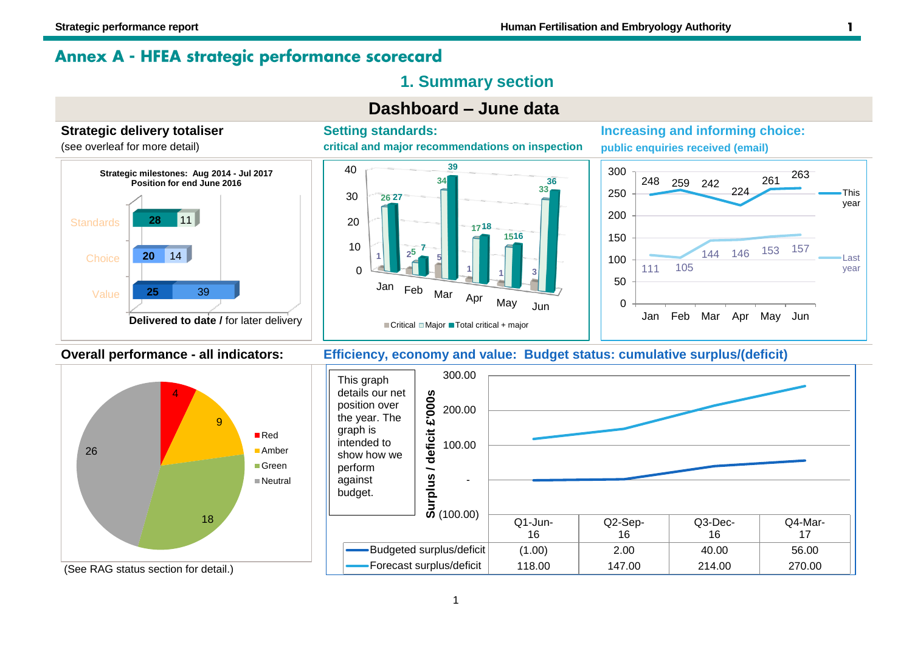# Annex A - HFEA strategic performance scorecard

## 1. Summary section

## Dashboard – June data

### Strategic delivery totaliser

(see overleaf for more detail)

**Strategic milestones: Aug 2014 - Jul 2017**
**Position for end June 2016**

| | Delivered to date | for later delivery |
|---|---|---|
| Standards | 28 | 11 |
| Choice | 20 | 14 |
| Value | 25 | 39 |

### Setting standards:

**critical and major recommendations on inspection**

| | Jan | Feb | Mar | Apr | May | Jun |
|---|---|---|---|---|---|---|
| Critical | 1 | 2 | 5 | 1 | 1 | 3 |
| Major | 26 | 5 | 34 | 17 | 15 | 33 |
| Total critical + major | 27 | 7 | 39 | 18 | 16 | 36 |

### Increasing and informing choice:

**public enquiries received (email)**

| | Jan | Feb | Mar | Apr | May | Jun |
|---|---|---|---|---|---|---|
| This year | 248 | 259 | 242 | 224 | 261 | 263 |
| Last year | 111 | 105 | 144 | 146 | 153 | 157 |

### Overall performance - all indicators:

| Status | Count |
|---|---|
| Red | 4 |
| Amber | 9 |
| Green | 18 |
| Neutral | 26 |

(See RAG status section for detail.)

### Efficiency, economy and value: Budget status: cumulative surplus/(deficit)

This graph details our net position over the year. The graph is intended to show how we perform against budget.

Surplus / deficit £'000s

| | Q1-Jun-16 | Q2-Sep-16 | Q3-Dec-16 | Q4-Mar-17 |
|---|---|---|---|---|
| Budgeted surplus/deficit | (1.00) | 2.00 | 40.00 | 56.00 |
| Forecast surplus/deficit | 118.00 | 147.00 | 214.00 | 270.00 |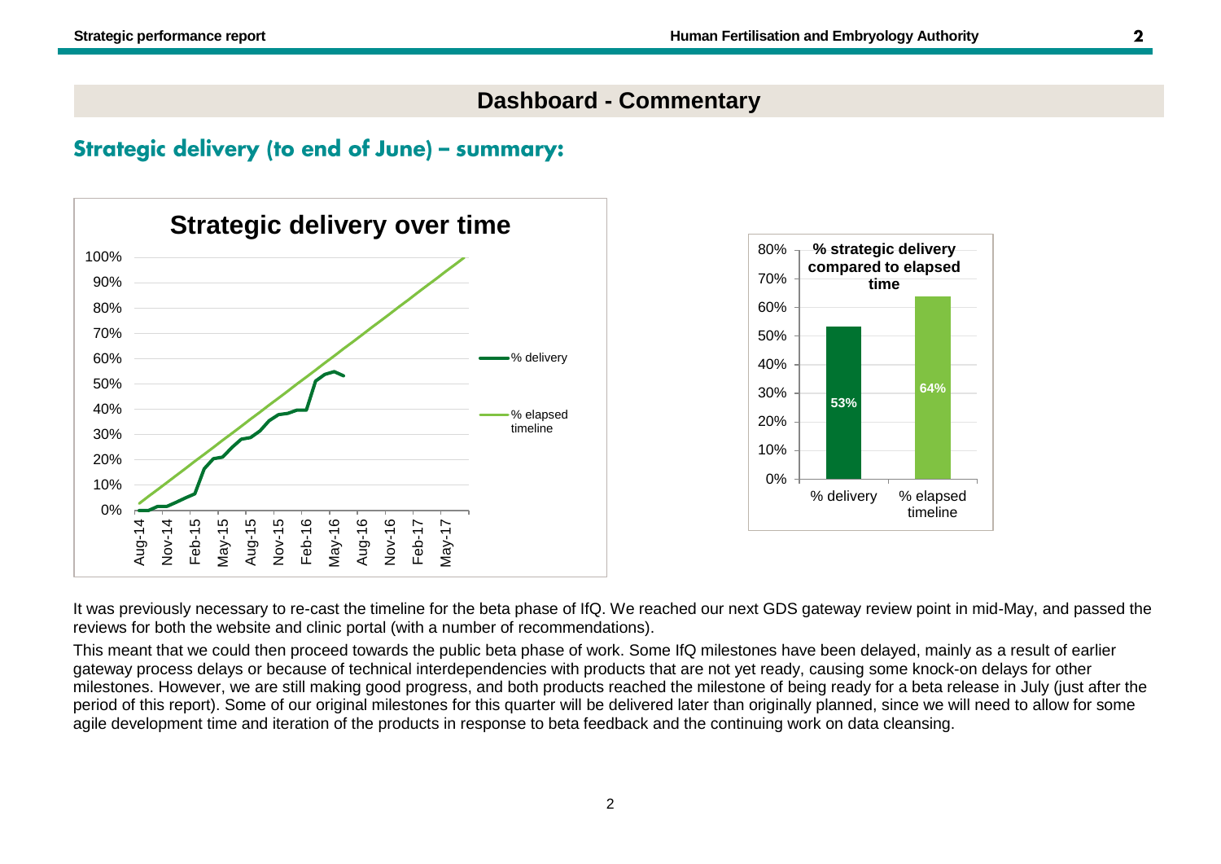## Dashboard - Commentary

### Strategic delivery (to end of June) – summary:

It was previously necessary to re-cast the timeline for the beta phase of IfQ. We reached our next GDS gateway review point in mid-May, and passed the reviews for both the website and clinic portal (with a number of recommendations).

This meant that we could then proceed towards the public beta phase of work. Some IfQ milestones have been delayed, mainly as a result of earlier gateway process delays or because of technical interdependencies with products that are not yet ready, causing some knock-on delays for other milestones. However, we are still making good progress, and both products reached the milestone of being ready for a beta release in July (just after the period of this report). Some of our original milestones for this quarter will be delivered later than originally planned, since we will need to allow for some agile development time and iteration of the products in response to beta feedback and the continuing work on data cleansing.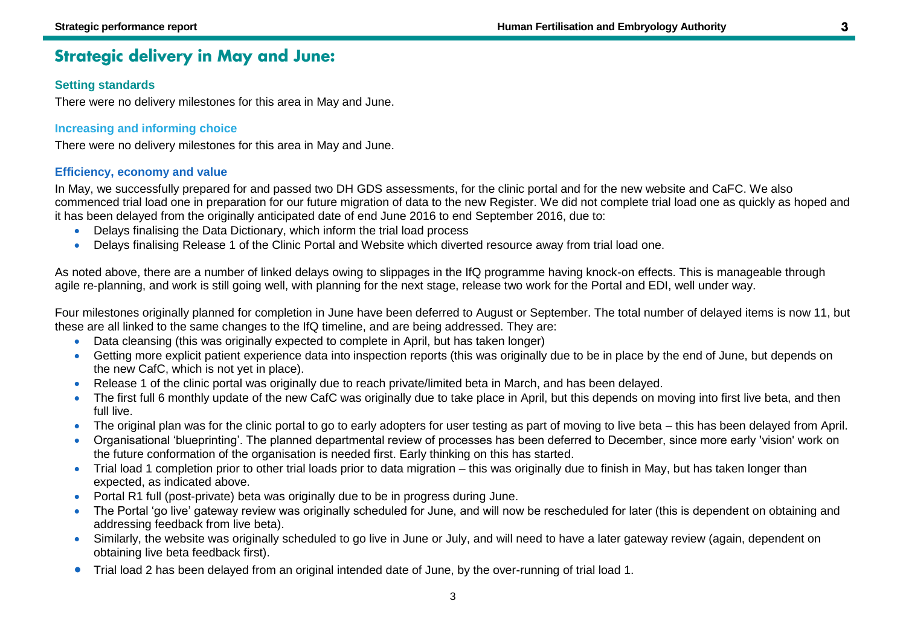# Strategic delivery in May and June:

### Setting standards

There were no delivery milestones for this area in May and June.

### Increasing and informing choice

There were no delivery milestones for this area in May and June.

### Efficiency, economy and value

In May, we successfully prepared for and passed two DH GDS assessments, for the clinic portal and for the new website and CaFC. We also commenced trial load one in preparation for our future migration of data to the new Register. We did not complete trial load one as quickly as hoped and it has been delayed from the originally anticipated date of end June 2016 to end September 2016, due to:

- Delays finalising the Data Dictionary, which inform the trial load process
- Delays finalising Release 1 of the Clinic Portal and Website which diverted resource away from trial load one.

As noted above, there are a number of linked delays owing to slippages in the IfQ programme having knock-on effects. This is manageable through agile re-planning, and work is still going well, with planning for the next stage, release two work for the Portal and EDI, well under way.

Four milestones originally planned for completion in June have been deferred to August or September. The total number of delayed items is now 11, but these are all linked to the same changes to the IfQ timeline, and are being addressed. They are:

- Data cleansing (this was originally expected to complete in April, but has taken longer)
- Getting more explicit patient experience data into inspection reports (this was originally due to be in place by the end of June, but depends on the new CafC, which is not yet in place).
- Release 1 of the clinic portal was originally due to reach private/limited beta in March, and has been delayed.
- The first full 6 monthly update of the new CafC was originally due to take place in April, but this depends on moving into first live beta, and then full live.
- The original plan was for the clinic portal to go to early adopters for user testing as part of moving to live beta – this has been delayed from April.
- Organisational 'blueprinting'. The planned departmental review of processes has been deferred to December, since more early 'vision' work on the future conformation of the organisation is needed first. Early thinking on this has started.
- Trial load 1 completion prior to other trial loads prior to data migration – this was originally due to finish in May, but has taken longer than expected, as indicated above.
- Portal R1 full (post-private) beta was originally due to be in progress during June.
- The Portal 'go live' gateway review was originally scheduled for June, and will now be rescheduled for later (this is dependent on obtaining and addressing feedback from live beta).
- Similarly, the website was originally scheduled to go live in June or July, and will need to have a later gateway review (again, dependent on obtaining live beta feedback first).
- Trial load 2 has been delayed from an original intended date of June, by the over-running of trial load 1.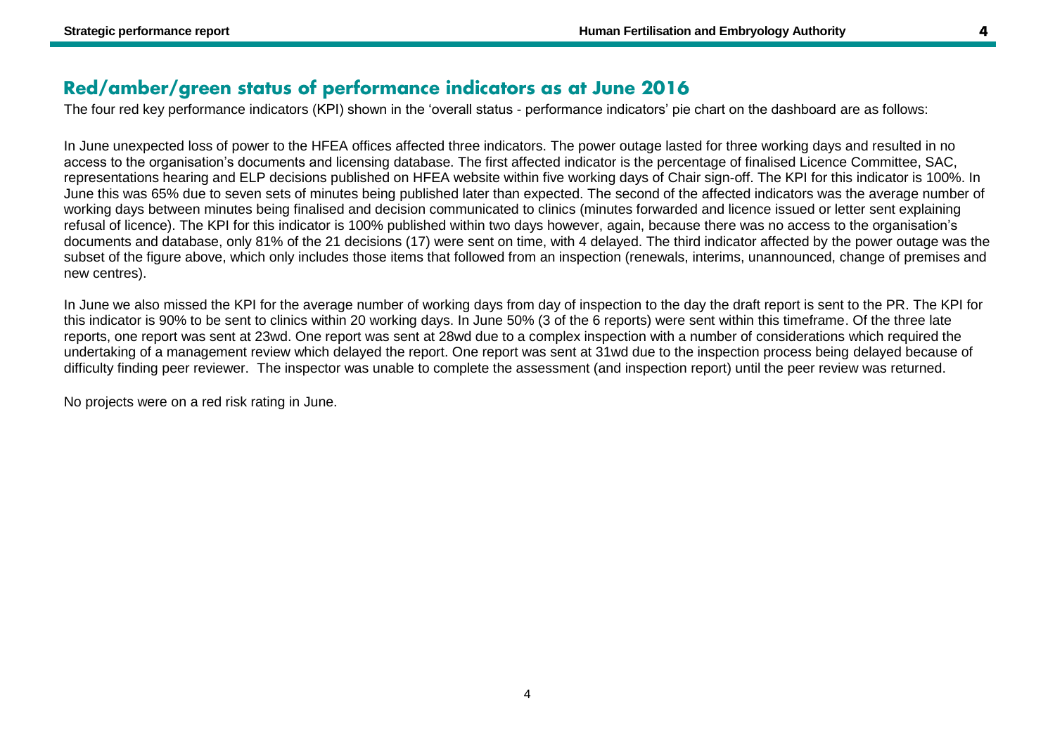## Red/amber/green status of performance indicators as at June 2016

The four red key performance indicators (KPI) shown in the 'overall status - performance indicators' pie chart on the dashboard are as follows:

In June unexpected loss of power to the HFEA offices affected three indicators. The power outage lasted for three working days and resulted in no access to the organisation's documents and licensing database. The first affected indicator is the percentage of finalised Licence Committee, SAC, representations hearing and ELP decisions published on HFEA website within five working days of Chair sign-off. The KPI for this indicator is 100%. In June this was 65% due to seven sets of minutes being published later than expected. The second of the affected indicators was the average number of working days between minutes being finalised and decision communicated to clinics (minutes forwarded and licence issued or letter sent explaining refusal of licence). The KPI for this indicator is 100% published within two days however, again, because there was no access to the organisation's documents and database, only 81% of the 21 decisions (17) were sent on time, with 4 delayed. The third indicator affected by the power outage was the subset of the figure above, which only includes those items that followed from an inspection (renewals, interims, unannounced, change of premises and new centres).

In June we also missed the KPI for the average number of working days from day of inspection to the day the draft report is sent to the PR. The KPI for this indicator is 90% to be sent to clinics within 20 working days. In June 50% (3 of the 6 reports) were sent within this timeframe. Of the three late reports, one report was sent at 23wd. One report was sent at 28wd due to a complex inspection with a number of considerations which required the undertaking of a management review which delayed the report. One report was sent at 31wd due to the inspection process being delayed because of difficulty finding peer reviewer. The inspector was unable to complete the assessment (and inspection report) until the peer review was returned.

No projects were on a red risk rating in June.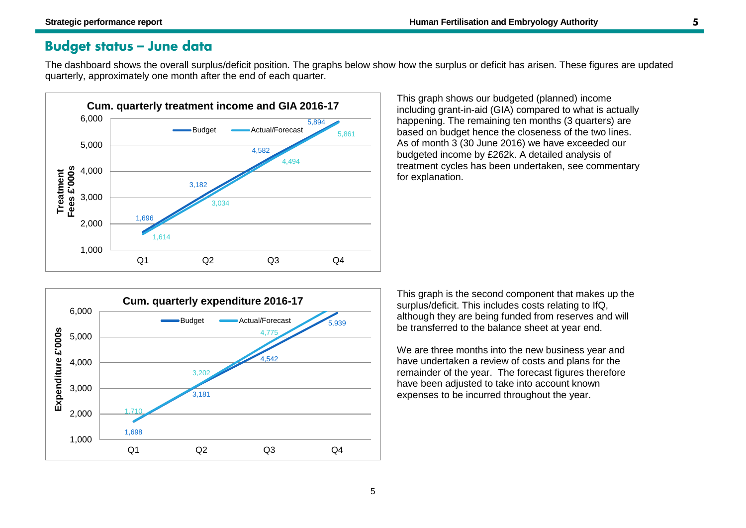## Budget status – June data

The dashboard shows the overall surplus/deficit position. The graphs below show how the surplus or deficit has arisen. These figures are updated quarterly, approximately one month after the end of each quarter.

**Cum. quarterly treatment income and GIA 2016-17**

| Quarter | Budget | Actual/Forecast |
|---|---|---|
| Q1 | 1,696 | 1,614 |
| Q2 | 3,182 | 3,034 |
| Q3 | 4,582 | 4,494 |
| Q4 | 5,894 | 5,861 |

This graph shows our budgeted (planned) income including grant-in-aid (GIA) compared to what is actually happening. The remaining ten months (3 quarters) are based on budget hence the closeness of the two lines. As of month 3 (30 June 2016) we have exceeded our budgeted income by £262k. A detailed analysis of treatment cycles has been undertaken, see commentary for explanation.

**Cum. quarterly expenditure 2016-17**

| Quarter | Budget | Actual/Forecast |
|---|---|---|
| Q1 | 1,698 | 1,710 |
| Q2 | 3,181 | 3,202 |
| Q3 | 4,542 | 4,775 |
| Q4 | 5,939 | |

This graph is the second component that makes up the surplus/deficit. This includes costs relating to IfQ, although they are being funded from reserves and will be transferred to the balance sheet at year end.

We are three months into the new business year and have undertaken a review of costs and plans for the remainder of the year. The forecast figures therefore have been adjusted to take into account known expenses to be incurred throughout the year.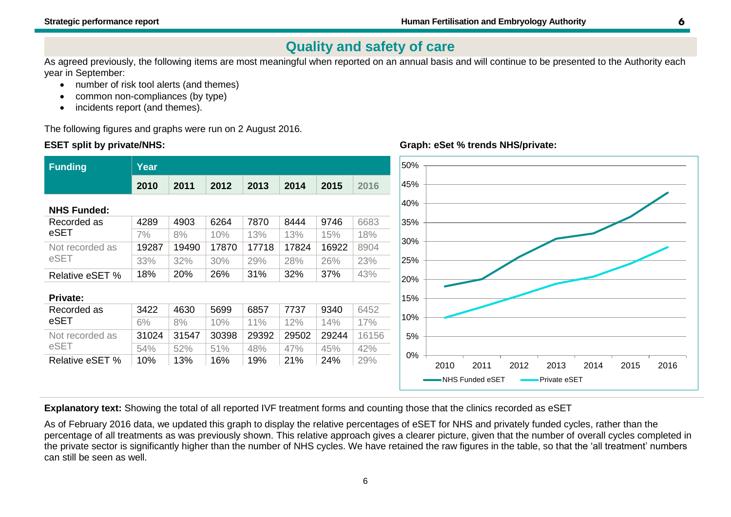## Quality and safety of care

As agreed previously, the following items are most meaningful when reported on an annual basis and will continue to be presented to the Authority each year in September:

- number of risk tool alerts (and themes)
- common non-compliances (by type)
- incidents report (and themes).

The following figures and graphs were run on 2 August 2016.

**ESET split by private/NHS:**

| Funding | Year | | | | | | |
|---|---|---|---|---|---|---|---|
| | 2010 | 2011 | 2012 | 2013 | 2014 | 2015 | 2016 |
| **NHS Funded:** | | | | | | | |
| Recorded as eSET | 4289 | 4903 | 6264 | 7870 | 8444 | 9746 | 6683 |
| | 7% | 8% | 10% | 13% | 13% | 15% | 18% |
| Not recorded as eSET | 19287 | 19490 | 17870 | 17718 | 17824 | 16922 | 8904 |
| | 33% | 32% | 30% | 29% | 28% | 26% | 23% |
| Relative eSET % | 18% | 20% | 26% | 31% | 32% | 37% | 43% |
| **Private:** | | | | | | | |
| Recorded as eSET | 3422 | 4630 | 5699 | 6857 | 7737 | 9340 | 6452 |
| | 6% | 8% | 10% | 11% | 12% | 14% | 17% |
| Not recorded as eSET | 31024 | 31547 | 30398 | 29392 | 29502 | 29244 | 16156 |
| | 54% | 52% | 51% | 48% | 47% | 45% | 42% |
| Relative eSET % | 10% | 13% | 16% | 19% | 21% | 24% | 29% |

**Graph: eSet % trends NHS/private:**

**Explanatory text:** Showing the total of all reported IVF treatment forms and counting those that the clinics recorded as eSET

As of February 2016 data, we updated this graph to display the relative percentages of eSET for NHS and privately funded cycles, rather than the percentage of all treatments as was previously shown. This relative approach gives a clearer picture, given that the number of overall cycles completed in the private sector is significantly higher than the number of NHS cycles. We have retained the raw figures in the table, so that the 'all treatment' numbers can still be seen as well.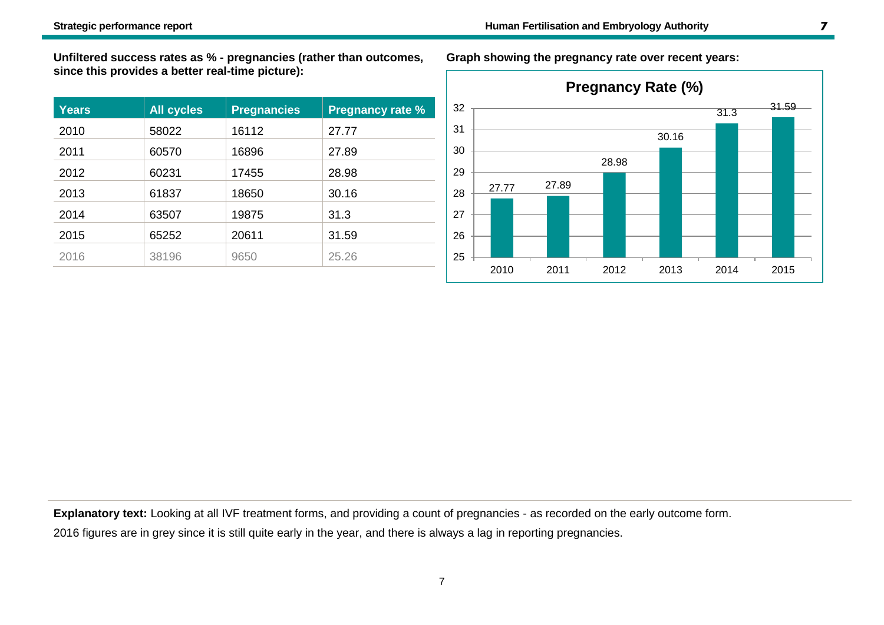**Unfiltered success rates as % - pregnancies (rather than outcomes, since this provides a better real-time picture):**

| Years | All cycles | Pregnancies | Pregnancy rate % |
|---|---|---|---|
| 2010 | 58022 | 16112 | 27.77 |
| 2011 | 60570 | 16896 | 27.89 |
| 2012 | 60231 | 17455 | 28.98 |
| 2013 | 61837 | 18650 | 30.16 |
| 2014 | 63507 | 19875 | 31.3 |
| 2015 | 65252 | 20611 | 31.59 |
| 2016 | 38196 | 9650 | 25.26 |

**Graph showing the pregnancy rate over recent years:**

**Pregnancy Rate (%)**

| Year | Pregnancy Rate (%) |
|---|---|
| 2010 | 27.77 |
| 2011 | 27.89 |
| 2012 | 28.98 |
| 2013 | 30.16 |
| 2014 | 31.3 |
| 2015 | 31.59 |

**Explanatory text:** Looking at all IVF treatment forms, and providing a count of pregnancies - as recorded on the early outcome form.

2016 figures are in grey since it is still quite early in the year, and there is always a lag in reporting pregnancies.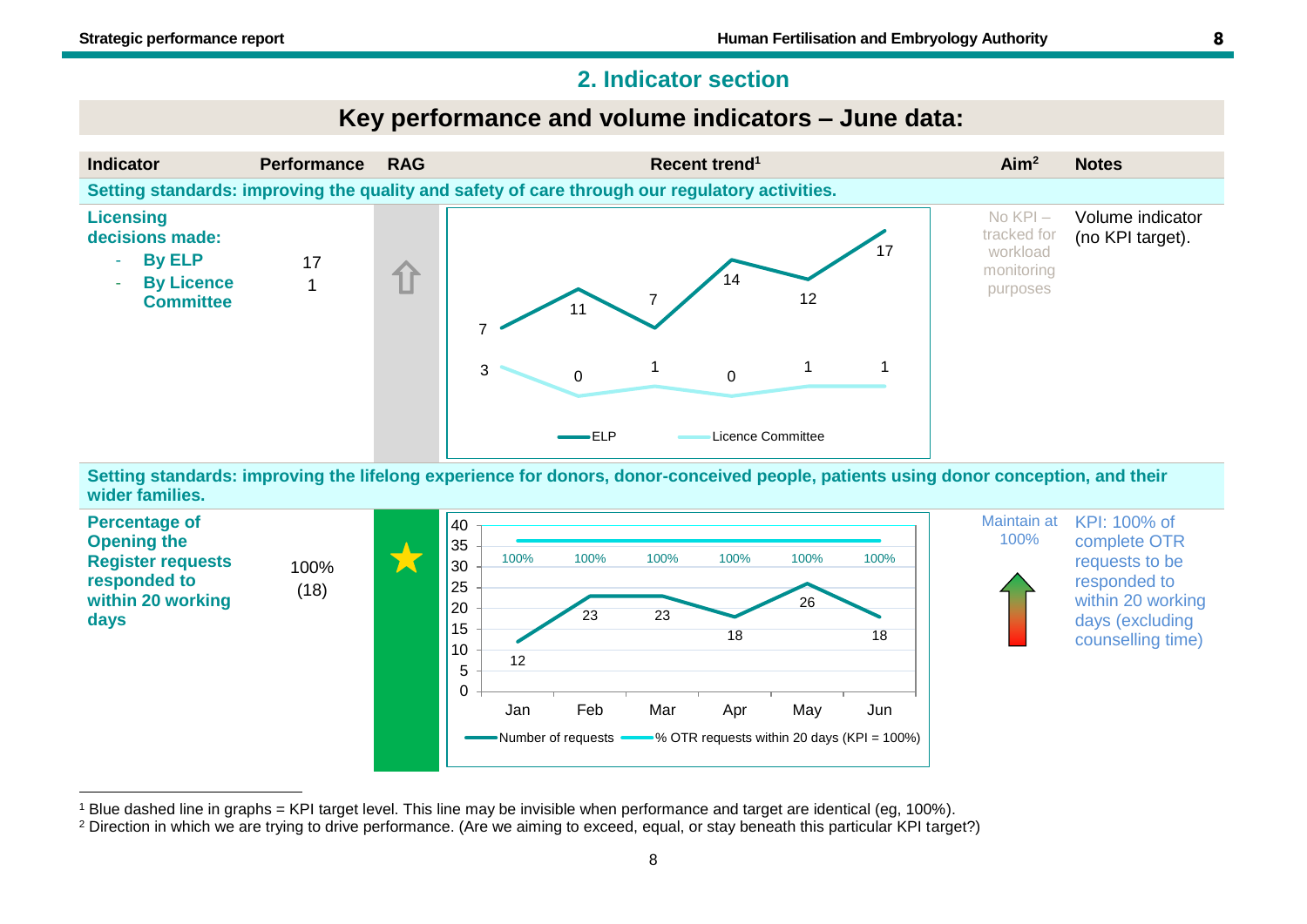## 2. Indicator section

### Key performance and volume indicators – June data:

| Indicator | Performance | RAG | Recent trend[1] | Aim[2] | Notes |
|---|---|---|---|---|---|
| **Setting standards: improving the quality and safety of care through our regulatory activities.** | | | | | |
| **Licensing decisions made:** <br> - **By ELP** <br> - **By Licence Committee** | 17 <br> 1 | ⇧ | ELP: Jan 7, Feb 11, Mar 7, Apr 14, May 12, Jun 17 <br> Licence Committee: Jan 3, Feb 0, Mar 1, Apr 0, May 1, Jun 1 | No KPI – tracked for workload monitoring purposes | Volume indicator (no KPI target). |
| **Setting standards: improving the lifelong experience for donors, donor-conceived people, patients using donor conception, and their wider families.** | | | | | |
| **Percentage of Opening the Register requests responded to within 20 working days** | 100% (18) | ★ | Number of requests: Jan 12, Feb 23, Mar 23, Apr 18, May 26, Jun 18 <br> % OTR requests within 20 days (KPI = 100%): Jan 100%, Feb 100%, Mar 100%, Apr 100%, May 100%, Jun 100% | Maintain at 100% | KPI: 100% of complete OTR requests to be responded to within 20 working days (excluding counselling time) |

[1] Blue dashed line in graphs = KPI target level. This line may be invisible when performance and target are identical (eg, 100%).

[2] Direction in which we are trying to drive performance. (Are we aiming to exceed, equal, or stay beneath this particular KPI target?)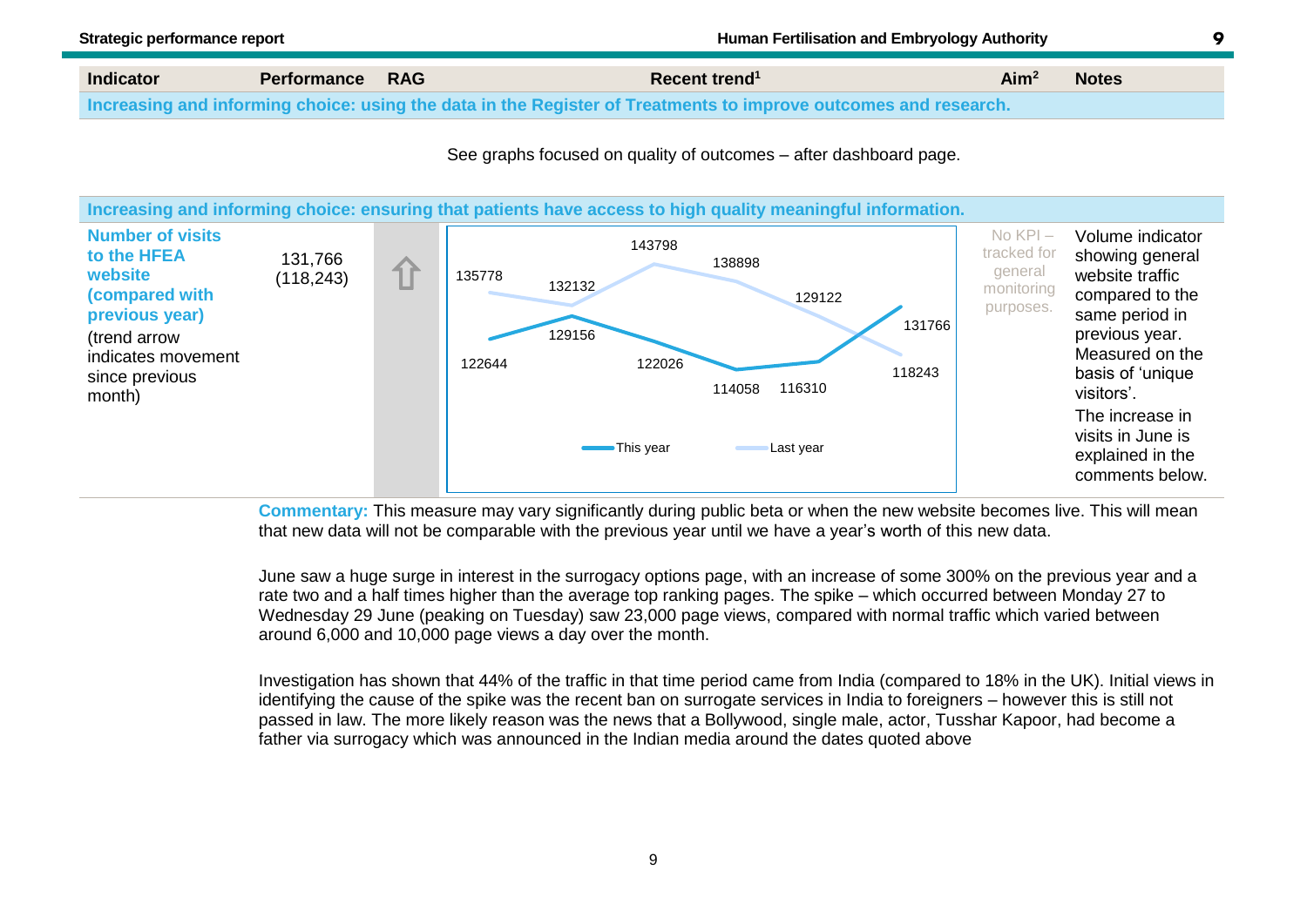| Indicator | Performance | RAG | Recent trend[1] | Aim[2] | Notes |
|---|---|---|---|---|---|
| **Increasing and informing choice: using the data in the Register of Treatments to improve outcomes and research.** | | | | | |

See graphs focused on quality of outcomes – after dashboard page.

| Indicator | Performance | RAG | Recent trend[1] | Aim[2] | Notes |
|---|---|---|---|---|---|
| **Increasing and informing choice: ensuring that patients have access to high quality meaningful information.** | | | | | |
| **Number of visits to the HFEA website (compared with previous year)** (trend arrow indicates movement since previous month) | 131,766 (118,243) | ⇧ | This year: 122644, 129156, 122026, 114058, 116310, 131766; Last year: 135778, 132132, 143798, 138898, 129122, 118243 | No KPI – tracked for general monitoring purposes. | Volume indicator showing general website traffic compared to the same period in previous year. Measured on the basis of 'unique visitors'. The increase in visits in June is explained in the comments below. |

**Commentary:** This measure may vary significantly during public beta or when the new website becomes live. This will mean that new data will not be comparable with the previous year until we have a year's worth of this new data.

June saw a huge surge in interest in the surrogacy options page, with an increase of some 300% on the previous year and a rate two and a half times higher than the average top ranking pages. The spike – which occurred between Monday 27 to Wednesday 29 June (peaking on Tuesday) saw 23,000 page views, compared with normal traffic which varied between around 6,000 and 10,000 page views a day over the month.

Investigation has shown that 44% of the traffic in that time period came from India (compared to 18% in the UK). Initial views in identifying the cause of the spike was the recent ban on surrogate services in India to foreigners – however this is still not passed in law. The more likely reason was the news that a Bollywood, single male, actor, Tusshar Kapoor, had become a father via surrogacy which was announced in the Indian media around the dates quoted above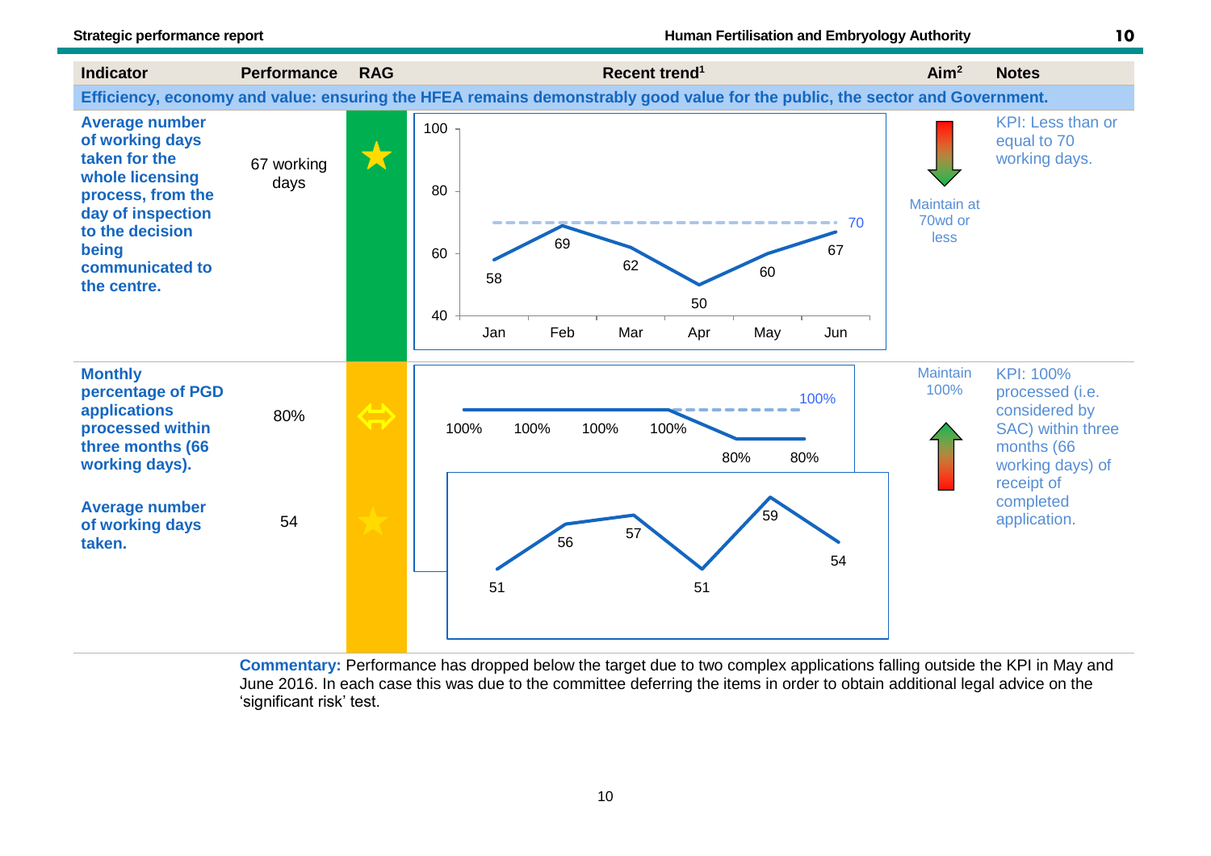| Indicator | Performance | RAG | Recent trend[1] | Aim[2] | Notes |
|---|---|---|---|---|---|
| **Efficiency, economy and value: ensuring the HFEA remains demonstrably good value for the public, the sector and Government.** | | | | | |
| **Average number of working days taken for the whole licensing process, from the day of inspection to the decision being communicated to the centre.** | 67 working days | ★ | Jan 58, Feb 69, Mar 62, Apr 50, May 60, Jun 67 (target line: 70) | Maintain at 70wd or less | KPI: Less than or equal to 70 working days. |
| **Monthly percentage of PGD applications processed within three months (66 working days).** | 80% | ⇔ | Jan 100%, Feb 100%, Mar 100%, Apr 100%, May 80%, Jun 80% (target line: 100%) | Maintain 100% | KPI: 100% processed (i.e. considered by SAC) within three months (66 working days) of receipt of completed application. |
| **Average number of working days taken.** | 54 | ★ | Jan 51, Feb 56, Mar 57, Apr 51, May 59, Jun 54 | | |

**Commentary:** Performance has dropped below the target due to two complex applications falling outside the KPI in May and June 2016. In each case this was due to the committee deferring the items in order to obtain additional legal advice on the 'significant risk' test.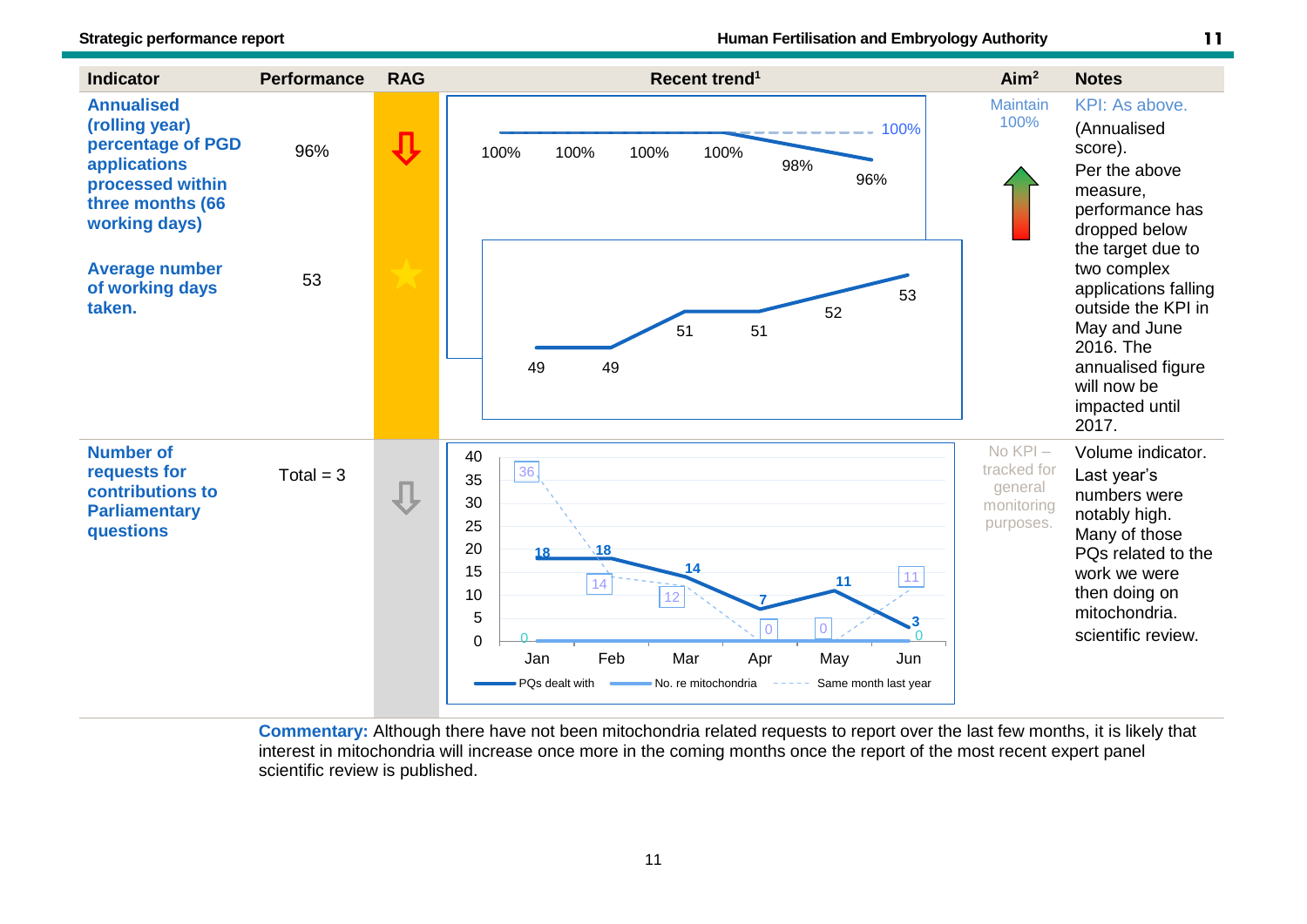| Indicator | Performance | RAG | Recent trend[1] | Aim[2] | Notes |
|---|---|---|---|---|---|
| **Annualised (rolling year) percentage of PGD applications processed within three months (66 working days)** | 96% | ⇩ | 100%, 100%, 100%, 100%, 98%, 96% (target 100%) | Maintain 100% | KPI: As above. (Annualised score). Per the above measure, performance has dropped below the target due to two complex applications falling outside the KPI in May and June 2016. The annualised figure will now be impacted until 2017. |
| **Average number of working days taken.** | 53 | ★ | 49, 49, 51, 51, 52, 53 | | |
| **Number of requests for contributions to Parliamentary questions** | Total = 3 | ⇩ | PQs dealt with: Jan 18, Feb 18, Mar 14, Apr 7, May 11, Jun 3; No. re mitochondria: Jan 0, Jun 0; Same month last year: Jan 36, Feb 14, Mar 12, Apr 0, May 0, Jun 11 | No KPI – tracked for general monitoring purposes. | Volume indicator. Last year's numbers were notably high. Many of those PQs related to the work we were then doing on mitochondria. scientific review. |

**Commentary:** Although there have not been mitochondria related requests to report over the last few months, it is likely that interest in mitochondria will increase once more in the coming months once the report of the most recent expert panel scientific review is published.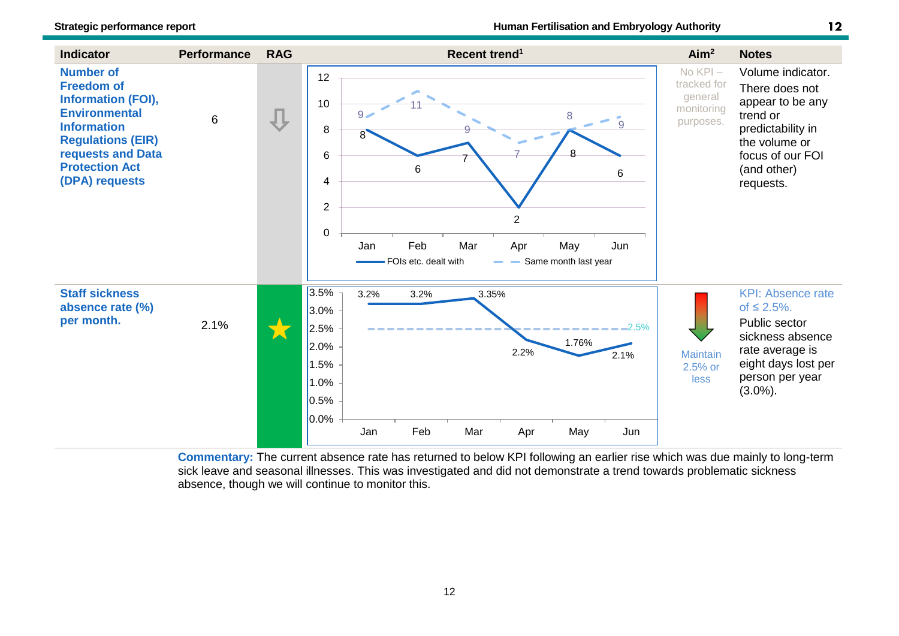| Indicator | Performance | RAG | Recent trend[1] | Aim[2] | Notes |
|---|---|---|---|---|---|
| **Number of Freedom of Information (FOI), Environmental Information Regulations (EIR) requests and Data Protection Act (DPA) requests** | 6 | ⇩ | FOIs etc. dealt with: Jan 8, Feb 6, Mar 7, Apr 2, May 8, Jun 6. Same month last year: Jan 9, Feb 11, Mar 9, Apr 7, May 8, Jun 9. | No KPI – tracked for general monitoring purposes. | Volume indicator. There does not appear to be any trend or predictability in the volume or focus of our FOI (and other) requests. |
| **Staff sickness absence rate (%) per month.** | 2.1% | ★ | Jan 3.2%, Feb 3.2%, Mar 3.35%, Apr 2.2%, May 1.76%, Jun 2.1%. KPI line: 2.5%. | Maintain 2.5% or less | KPI: Absence rate of ≤ 2.5%. Public sector sickness absence rate average is eight days lost per person per year (3.0%). |

**Commentary:** The current absence rate has returned to below KPI following an earlier rise which was due mainly to long-term sick leave and seasonal illnesses. This was investigated and did not demonstrate a trend towards problematic sickness absence, though we will continue to monitor this.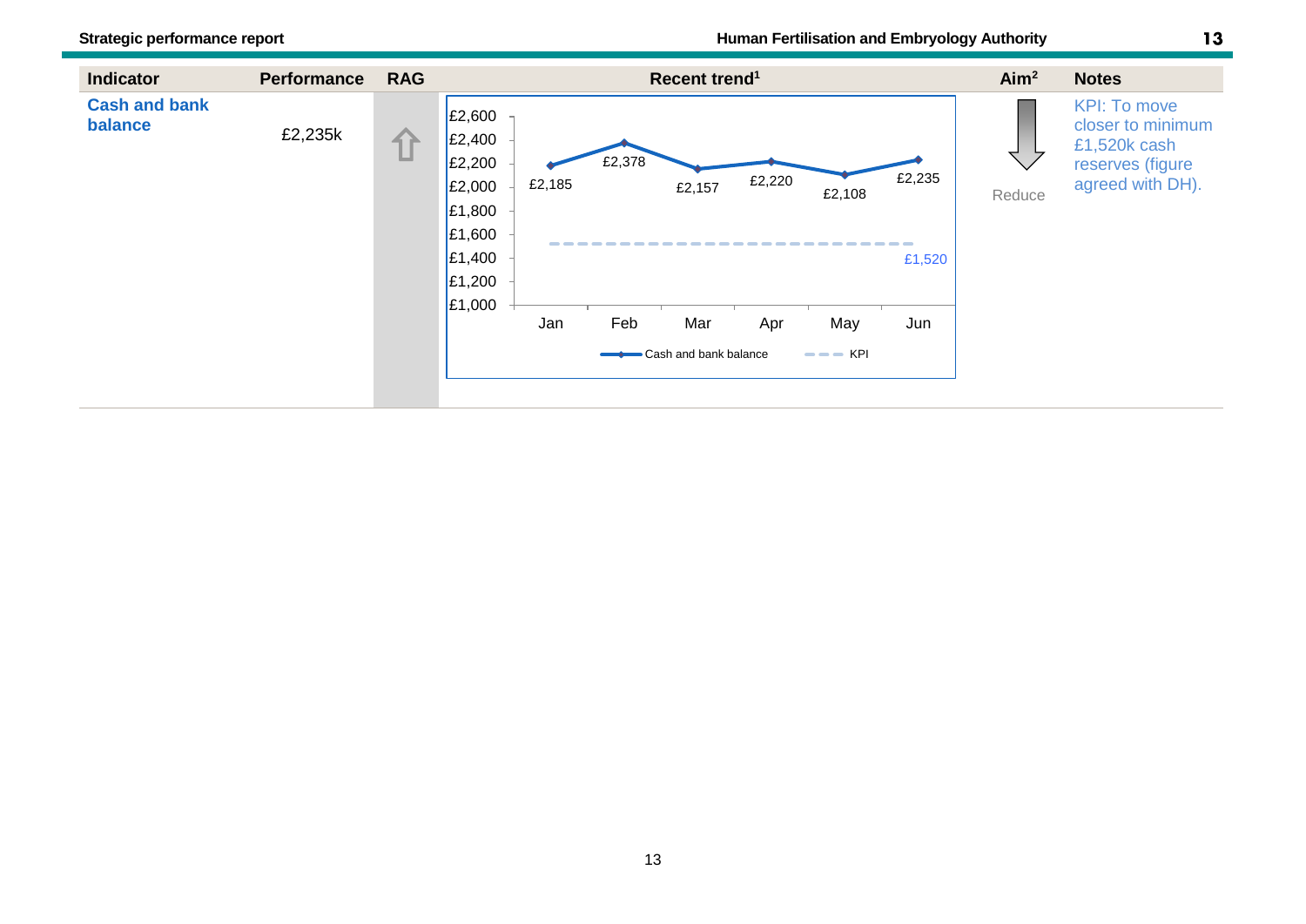| Indicator | Performance | RAG | Recent trend[1] | Aim[2] | Notes |
|---|---|---|---|---|---|
| **Cash and bank balance** | £2,235k | ⇧ | Jan: £2,185; Feb: £2,378; Mar: £2,157; Apr: £2,220; May: £2,108; Jun: £2,235; KPI: £1,520 | Reduce | KPI: To move closer to minimum £1,520k cash reserves (figure agreed with DH). |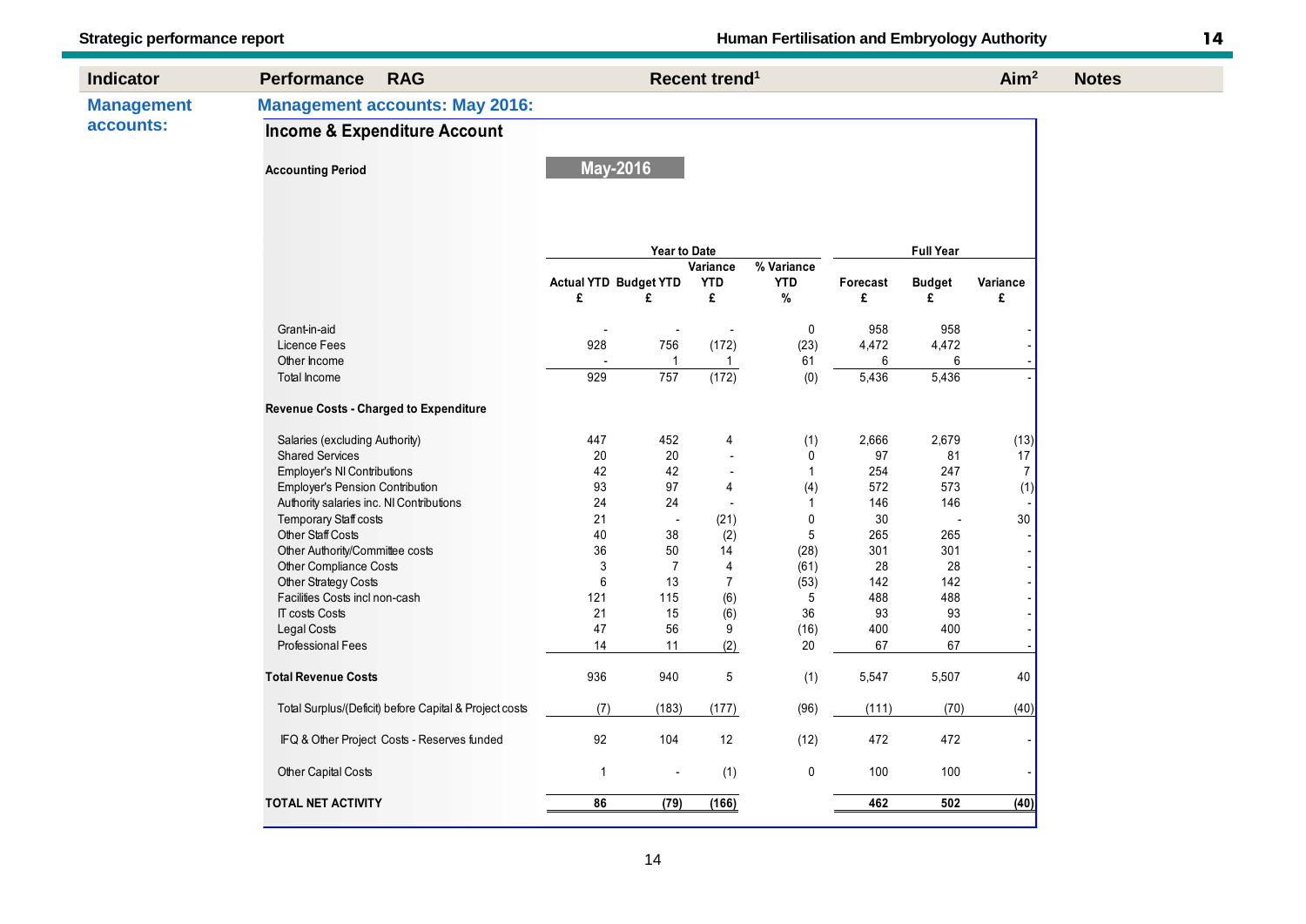| Indicator | Performance | RAG | Recent trend[1] | Aim[2] | Notes |
|---|---|---|---|---|---|

## Management accounts:

### Management accounts: May 2016:

**Income & Expenditure Account**

**Accounting Period** — **May-2016**

| | Year to Date | | | | Full Year | | |
|---|---|---|---|---|---|---|---|
| | Actual YTD £ | Budget YTD £ | Variance YTD £ | % Variance YTD % | Forecast £ | Budget £ | Variance £ |
| Grant-in-aid | - | - | - | 0 | 958 | 958 | - |
| Licence Fees | 928 | 756 | (172) | (23) | 4,472 | 4,472 | - |
| Other Income | - | 1 | 1 | 61 | 6 | 6 | - |
| Total Income | 929 | 757 | (172) | (0) | 5,436 | 5,436 | - |
| **Revenue Costs - Charged to Expenditure** | | | | | | | |
| Salaries (excluding Authority) | 447 | 452 | 4 | (1) | 2,666 | 2,679 | (13) |
| Shared Services | 20 | 20 | - | 0 | 97 | 81 | 17 |
| Employer's NI Contributions | 42 | 42 | - | 1 | 254 | 247 | 7 |
| Employer's Pension Contribution | 93 | 97 | 4 | (4) | 572 | 573 | (1) |
| Authority salaries inc. NI Contributions | 24 | 24 | - | 1 | 146 | 146 | - |
| Temporary Staff costs | 21 | - | (21) | 0 | 30 | - | 30 |
| Other Staff Costs | 40 | 38 | (2) | 5 | 265 | 265 | - |
| Other Authority/Committee costs | 36 | 50 | 14 | (28) | 301 | 301 | - |
| Other Compliance Costs | 3 | 7 | 4 | (61) | 28 | 28 | - |
| Other Strategy Costs | 6 | 13 | 7 | (53) | 142 | 142 | - |
| Facilities Costs incl non-cash | 121 | 115 | (6) | 5 | 488 | 488 | - |
| IT costs Costs | 21 | 15 | (6) | 36 | 93 | 93 | - |
| Legal Costs | 47 | 56 | 9 | (16) | 400 | 400 | - |
| Professional Fees | 14 | 11 | (2) | 20 | 67 | 67 | - |
| **Total Revenue Costs** | 936 | 940 | 5 | (1) | 5,547 | 5,507 | 40 |
| Total Surplus/(Deficit) before Capital & Project costs | (7) | (183) | (177) | (96) | (111) | (70) | (40) |
| IFQ & Other Project Costs - Reserves funded | 92 | 104 | 12 | (12) | 472 | 472 | - |
| Other Capital Costs | 1 | - | (1) | 0 | 100 | 100 | - |
| **TOTAL NET ACTIVITY** | **86** | **(79)** | **(166)** | | **462** | **502** | **(40)** |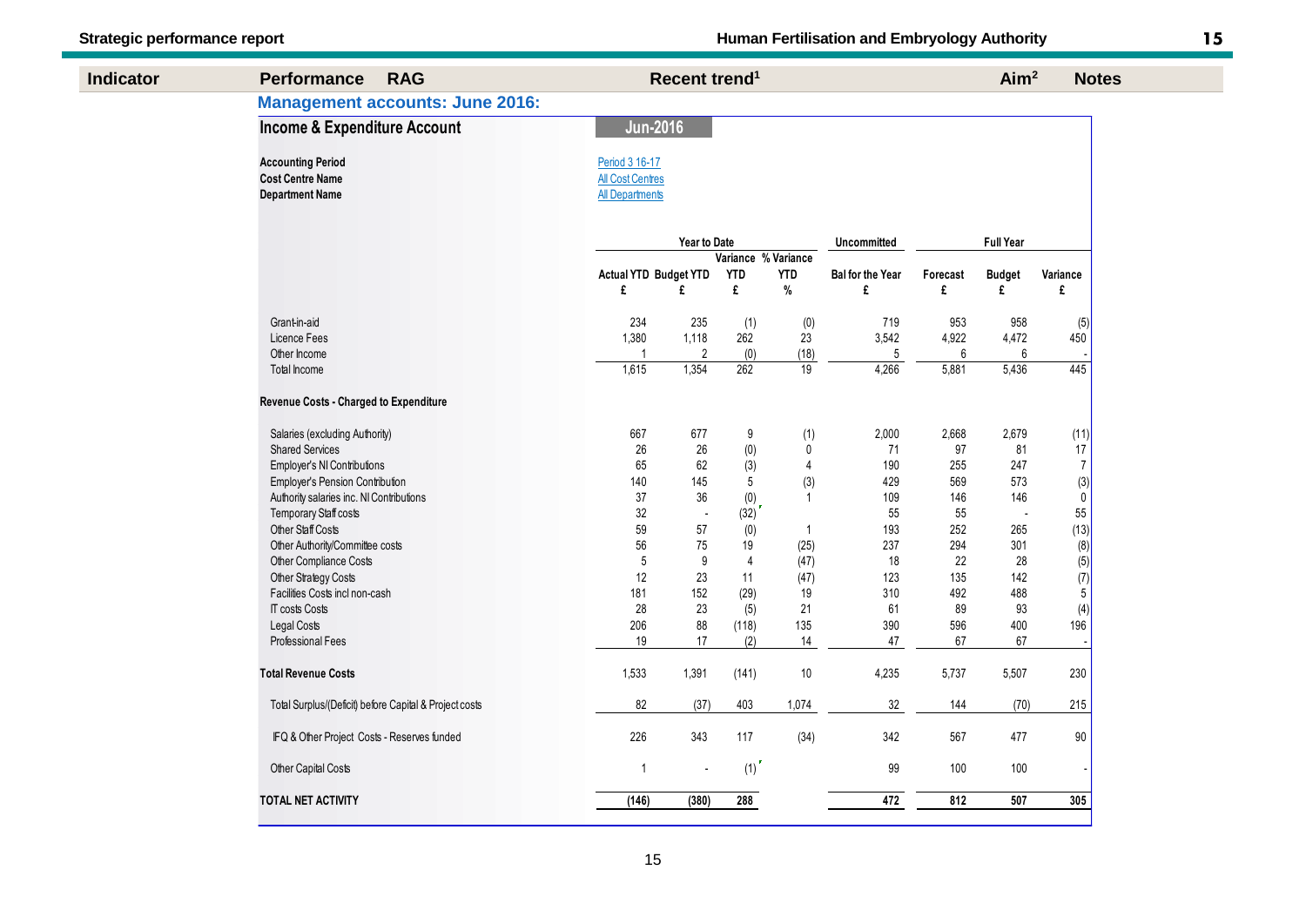| Indicator | Performance | RAG | Recent trend[1] | Aim[2] | Notes |
|---|---|---|---|---|---|

## Management accounts: June 2016:

### Income & Expenditure Account

**Jun-2016**

**Accounting Period** Period 3 16-17
**Cost Centre Name** All Cost Centres
**Department Name** All Departments

| | Year to Date | | | | Uncommitted | Full Year | | |
|---|---|---|---|---|---|---|---|---|
| | Actual YTD £ | Budget YTD £ | Variance YTD £ | % Variance YTD % | Bal for the Year £ | Forecast £ | Budget £ | Variance £ |
| Grant-in-aid | 234 | 235 | (1) | (0) | 719 | 953 | 958 | (5) |
| Licence Fees | 1,380 | 1,118 | 262 | 23 | 3,542 | 4,922 | 4,472 | 450 |
| Other Income | 1 | 2 | (0) | (18) | 5 | 6 | 6 | - |
| Total Income | 1,615 | 1,354 | 262 | 19 | 4,266 | 5,881 | 5,436 | 445 |
| **Revenue Costs - Charged to Expenditure** | | | | | | | | |
| Salaries (excluding Authority) | 667 | 677 | 9 | (1) | 2,000 | 2,668 | 2,679 | (11) |
| Shared Services | 26 | 26 | (0) | 0 | 71 | 97 | 81 | 17 |
| Employer's NI Contributions | 65 | 62 | (3) | 4 | 190 | 255 | 247 | 7 |
| Employer's Pension Contribution | 140 | 145 | 5 | (3) | 429 | 569 | 573 | (3) |
| Authority salaries inc. NI Contributions | 37 | 36 | (0) | 1 | 109 | 146 | 146 | 0 |
| Temporary Staff costs | 32 | - | (32) | | 55 | 55 | - | 55 |
| Other Staff Costs | 59 | 57 | (0) | 1 | 193 | 252 | 265 | (13) |
| Other Authority/Committee costs | 56 | 75 | 19 | (25) | 237 | 294 | 301 | (8) |
| Other Compliance Costs | 5 | 9 | 4 | (47) | 18 | 22 | 28 | (5) |
| Other Strategy Costs | 12 | 23 | 11 | (47) | 123 | 135 | 142 | (7) |
| Facilities Costs incl non-cash | 181 | 152 | (29) | 19 | 310 | 492 | 488 | 5 |
| IT costs Costs | 28 | 23 | (5) | 21 | 61 | 89 | 93 | (4) |
| Legal Costs | 206 | 88 | (118) | 135 | 390 | 596 | 400 | 196 |
| Professional Fees | 19 | 17 | (2) | 14 | 47 | 67 | 67 | - |
| **Total Revenue Costs** | 1,533 | 1,391 | (141) | 10 | 4,235 | 5,737 | 5,507 | 230 |
| Total Surplus/(Deficit) before Capital & Project costs | 82 | (37) | 403 | 1,074 | 32 | 144 | (70) | 215 |
| IFQ & Other Project Costs - Reserves funded | 226 | 343 | 117 | (34) | 342 | 567 | 477 | 90 |
| Other Capital Costs | 1 | - | (1) | | 99 | 100 | 100 | - |
| **TOTAL NET ACTIVITY** | (146) | (380) | 288 | | 472 | 812 | 507 | 305 |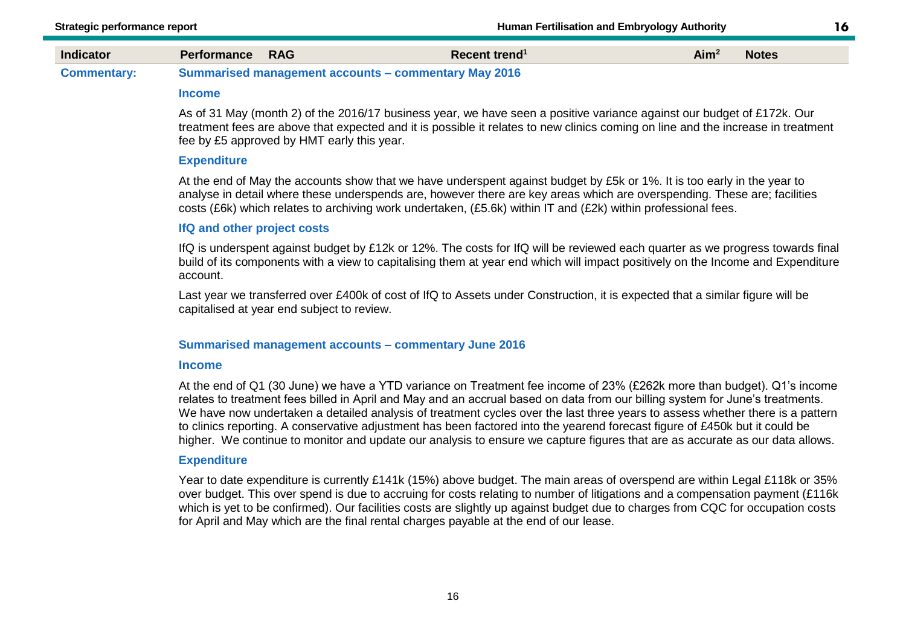| Indicator | Performance | RAG | Recent trend[1] | Aim[2] | Notes |
|---|---|---|---|---|---|

**Commentary:**

## Summarised management accounts – commentary May 2016

### Income

As of 31 May (month 2) of the 2016/17 business year, we have seen a positive variance against our budget of £172k. Our treatment fees are above that expected and it is possible it relates to new clinics coming on line and the increase in treatment fee by £5 approved by HMT early this year.

### Expenditure

At the end of May the accounts show that we have underspent against budget by £5k or 1%. It is too early in the year to analyse in detail where these underspends are, however there are key areas which are overspending. These are; facilities costs (£6k) which relates to archiving work undertaken, (£5.6k) within IT and (£2k) within professional fees.

### IfQ and other project costs

IfQ is underspent against budget by £12k or 12%. The costs for IfQ will be reviewed each quarter as we progress towards final build of its components with a view to capitalising them at year end which will impact positively on the Income and Expenditure account.

Last year we transferred over £400k of cost of IfQ to Assets under Construction, it is expected that a similar figure will be capitalised at year end subject to review.

## Summarised management accounts – commentary June 2016

### Income

At the end of Q1 (30 June) we have a YTD variance on Treatment fee income of 23% (£262k more than budget). Q1's income relates to treatment fees billed in April and May and an accrual based on data from our billing system for June's treatments. We have now undertaken a detailed analysis of treatment cycles over the last three years to assess whether there is a pattern to clinics reporting. A conservative adjustment has been factored into the yearend forecast figure of £450k but it could be higher. We continue to monitor and update our analysis to ensure we capture figures that are as accurate as our data allows.

### Expenditure

Year to date expenditure is currently £141k (15%) above budget. The main areas of overspend are within Legal £118k or 35% over budget. This over spend is due to accruing for costs relating to number of litigations and a compensation payment (£116k which is yet to be confirmed). Our facilities costs are slightly up against budget due to charges from CQC for occupation costs for April and May which are the final rental charges payable at the end of our lease.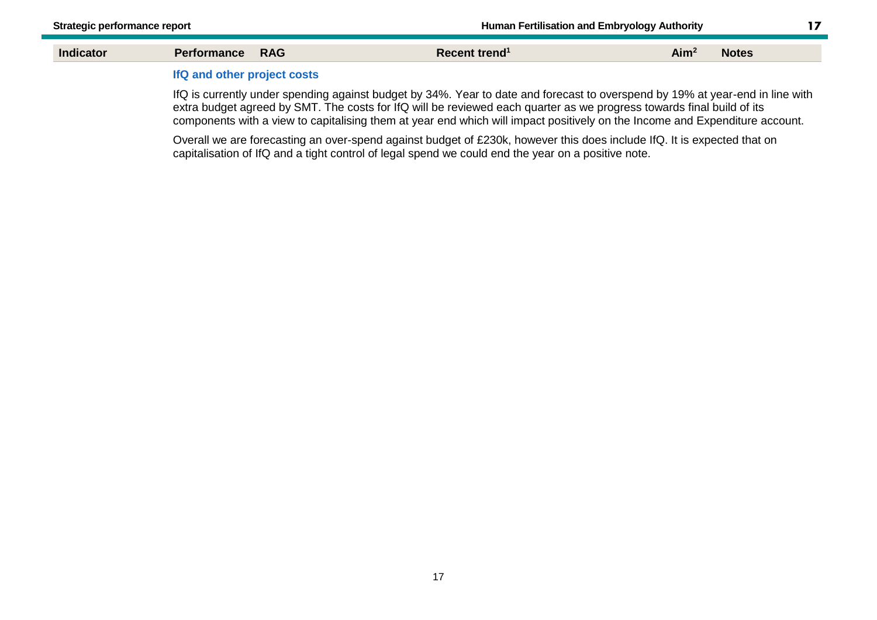| Indicator | Performance | RAG | Recent trend[1] | Aim[2] | Notes |
|---|---|---|---|---|---|

### IfQ and other project costs

IfQ is currently under spending against budget by 34%. Year to date and forecast to overspend by 19% at year-end in line with extra budget agreed by SMT. The costs for IfQ will be reviewed each quarter as we progress towards final build of its components with a view to capitalising them at year end which will impact positively on the Income and Expenditure account.

Overall we are forecasting an over-spend against budget of £230k, however this does include IfQ. It is expected that on capitalisation of IfQ and a tight control of legal spend we could end the year on a positive note.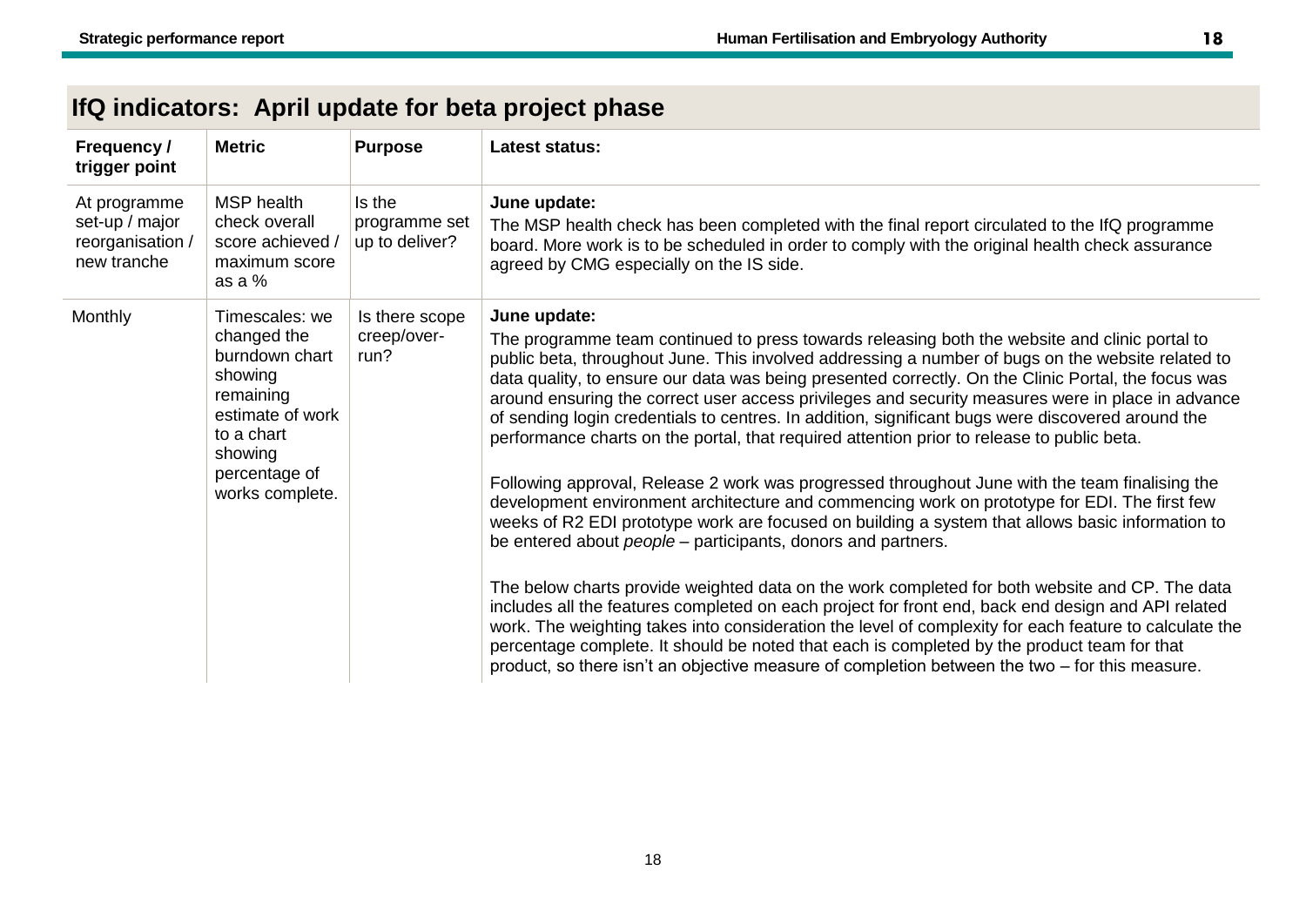## IfQ indicators: April update for beta project phase

| Frequency / trigger point | Metric | Purpose | Latest status: |
|---|---|---|---|
| At programme set-up / major reorganisation / new tranche | MSP health check overall score achieved / maximum score as a % | Is the programme set up to deliver? | **June update:**<br>The MSP health check has been completed with the final report circulated to the IfQ programme board. More work is to be scheduled in order to comply with the original health check assurance agreed by CMG especially on the IS side. |
| Monthly | Timescales: we changed the burndown chart showing remaining estimate of work to a chart showing percentage of works complete. | Is there scope creep/over-run? | **June update:**<br>The programme team continued to press towards releasing both the website and clinic portal to public beta, throughout June. This involved addressing a number of bugs on the website related to data quality, to ensure our data was being presented correctly. On the Clinic Portal, the focus was around ensuring the correct user access privileges and security measures were in place in advance of sending login credentials to centres. In addition, significant bugs were discovered around the performance charts on the portal, that required attention prior to release to public beta.<br><br>Following approval, Release 2 work was progressed throughout June with the team finalising the development environment architecture and commencing work on prototype for EDI. The first few weeks of R2 EDI prototype work are focused on building a system that allows basic information to be entered about *people* – participants, donors and partners.<br><br>The below charts provide weighted data on the work completed for both website and CP. The data includes all the features completed on each project for front end, back end design and API related work. The weighting takes into consideration the level of complexity for each feature to calculate the percentage complete. It should be noted that each is completed by the product team for that product, so there isn't an objective measure of completion between the two – for this measure. |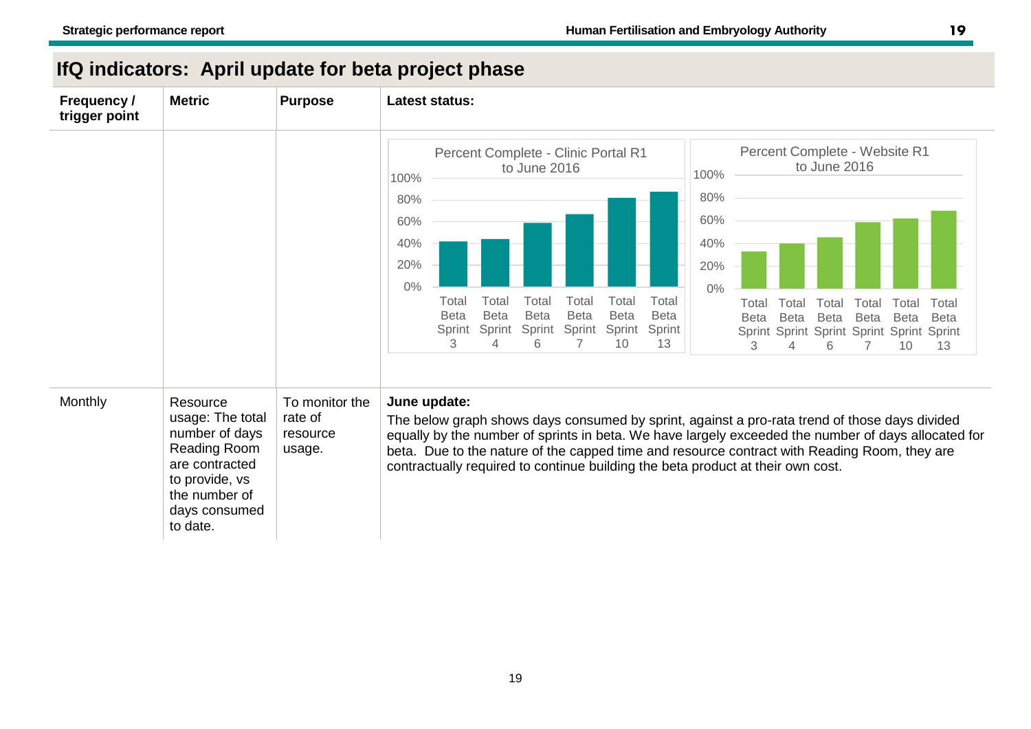## IfQ indicators: April update for beta project phase

| Frequency / trigger point | Metric | Purpose | Latest status: |
|---|---|---|---|
| | | | Percent Complete - Clinic Portal R1 to June 2016 / Percent Complete - Website R1 to June 2016 |
| Monthly | Resource usage: The total number of days Reading Room are contracted to provide, vs the number of days consumed to date. | To monitor the rate of resource usage. | **June update:** The below graph shows days consumed by sprint, against a pro-rata trend of those days divided equally by the number of sprints in beta. We have largely exceeded the number of days allocated for beta. Due to the nature of the capped time and resource contract with Reading Room, they are contractually required to continue building the beta product at their own cost. |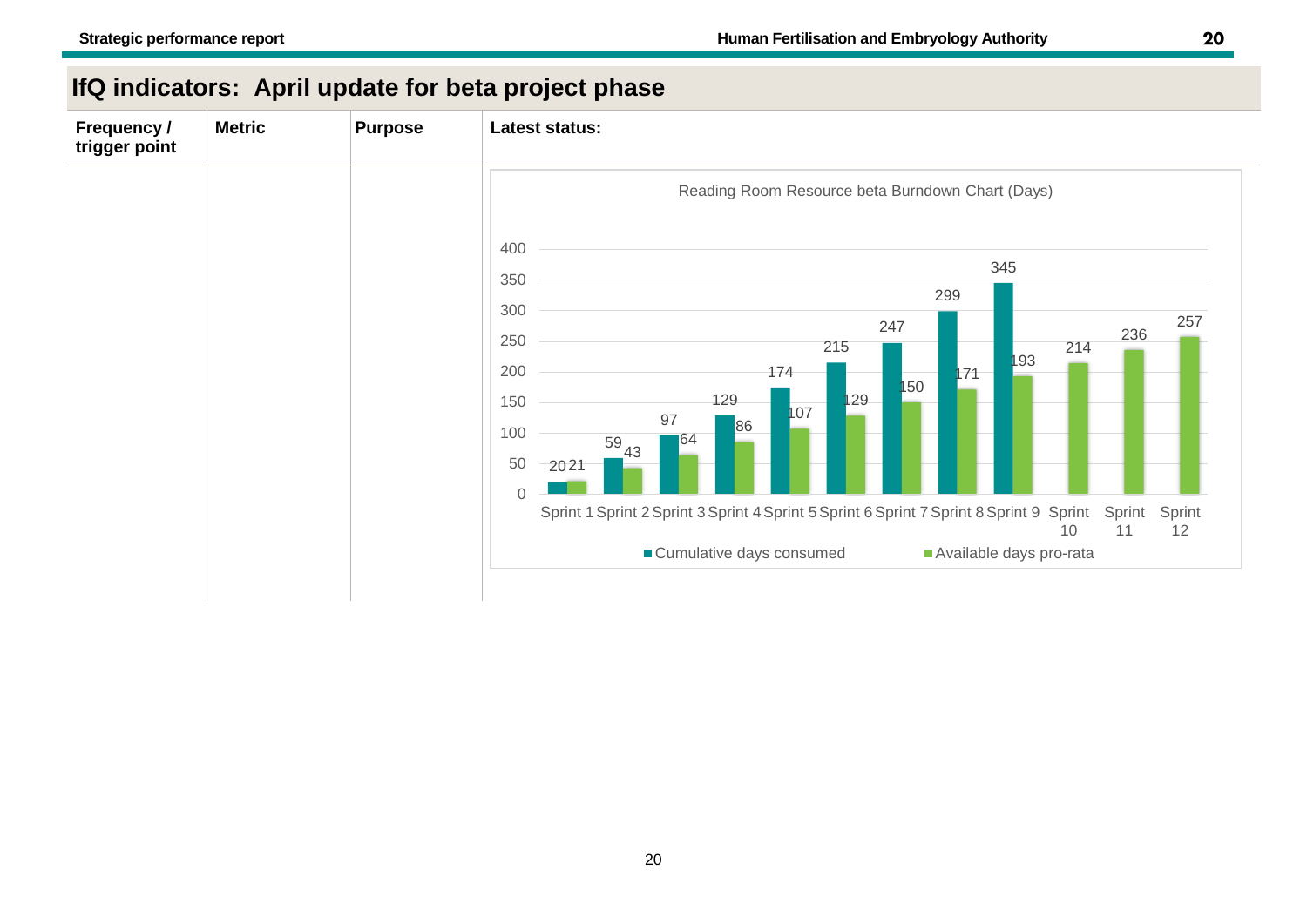## IfQ indicators: April update for beta project phase

| Frequency / trigger point | Metric | Purpose | Latest status: |
|---|---|---|---|
| | | | Reading Room Resource beta Burndown Chart (Days) |

| | Sprint 1 | Sprint 2 | Sprint 3 | Sprint 4 | Sprint 5 | Sprint 6 | Sprint 7 | Sprint 8 | Sprint 9 | Sprint 10 | Sprint 11 | Sprint 12 |
|---|---|---|---|---|---|---|---|---|---|---|---|---|
| Cumulative days consumed | 20 | 59 | 97 | 129 | 174 | 215 | 247 | 299 | 345 | | | |
| Available days pro-rata | 21 | 43 | 64 | 86 | 107 | 129 | 150 | 171 | 193 | 214 | 236 | 257 |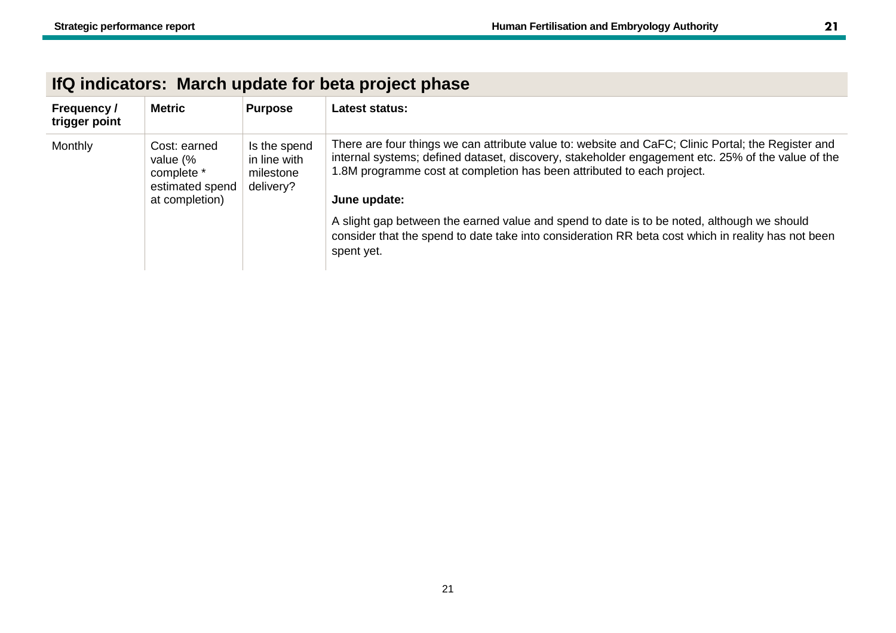## IfQ indicators: March update for beta project phase

| Frequency / trigger point | Metric | Purpose | Latest status: |
|---|---|---|---|
| Monthly | Cost: earned value (% complete * estimated spend at completion) | Is the spend in line with milestone delivery? | There are four things we can attribute value to: website and CaFC; Clinic Portal; the Register and internal systems; defined dataset, discovery, stakeholder engagement etc. 25% of the value of the 1.8M programme cost at completion has been attributed to each project.<br><br>**June update:**<br><br>A slight gap between the earned value and spend to date is to be noted, although we should consider that the spend to date take into consideration RR beta cost which in reality has not been spent yet. |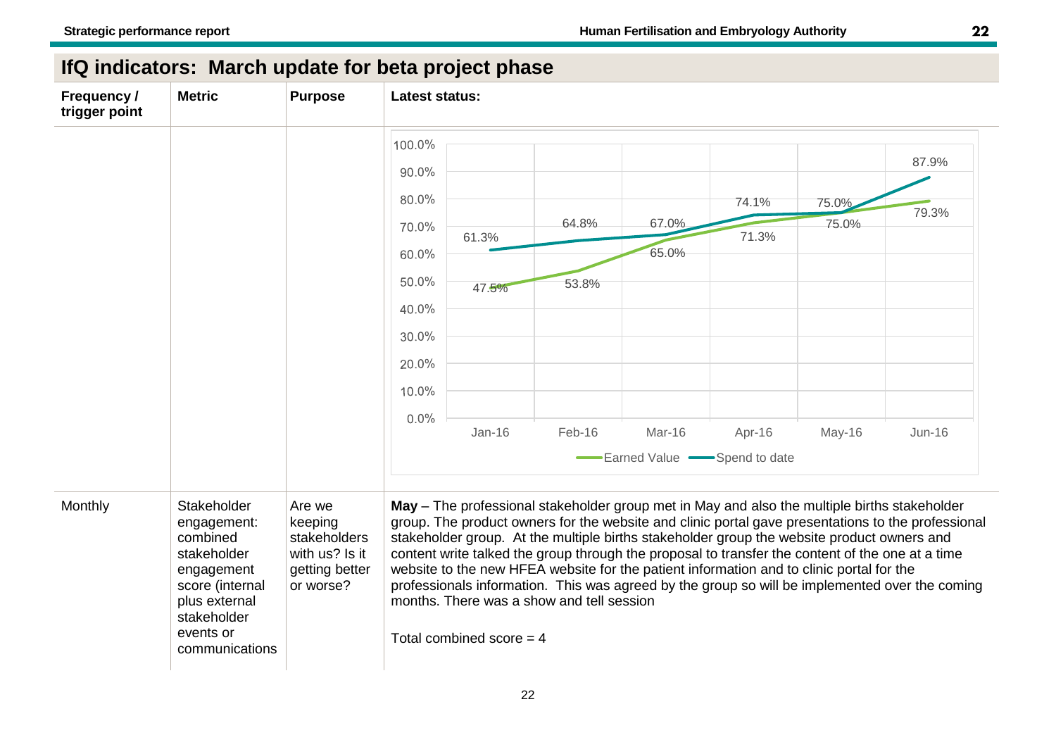## IfQ indicators: March update for beta project phase

| Frequency / trigger point | Metric | Purpose | Latest status: |
|---|---|---|---|
| | | | |
| Monthly | Stakeholder engagement: combined stakeholder engagement score (internal plus external stakeholder events or communications | Are we keeping stakeholders with us? Is it getting better or worse? | **May** – The professional stakeholder group met in May and also the multiple births stakeholder group. The product owners for the website and clinic portal gave presentations to the professional stakeholder group. At the multiple births stakeholder group the website product owners and content write talked the group through the proposal to transfer the content of the one at a time website to the new HFEA website for the patient information and to clinic portal for the professionals information. This was agreed by the group so will be implemented over the coming months. There was a show and tell session<br><br>Total combined score = 4 |

| Month | Earned Value | Spend to date |
|---|---|---|
| Jan-16 | 47.5% | 61.3% |
| Feb-16 | 53.8% | 64.8% |
| Mar-16 | 65.0% | 67.0% |
| Apr-16 | 71.3% | 74.1% |
| May-16 | 75.0% | 75.0% |
| Jun-16 | 79.3% | 87.9% |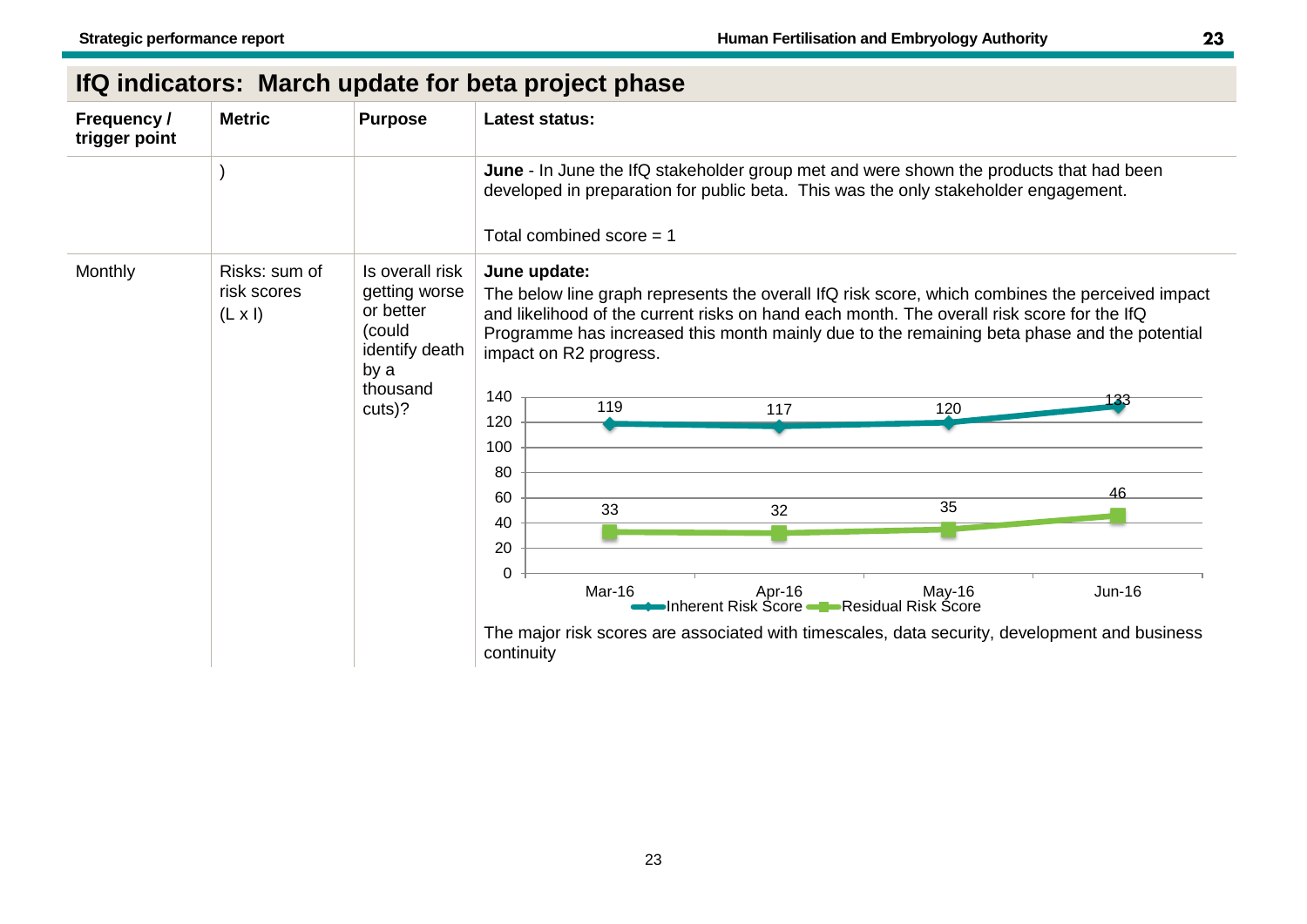## IfQ indicators: March update for beta project phase

| Frequency / trigger point | Metric | Purpose | Latest status: |
|---|---|---|---|
| | ) | | **June** - In June the IfQ stakeholder group met and were shown the products that had been developed in preparation for public beta. This was the only stakeholder engagement.<br><br>Total combined score = 1 |
| Monthly | Risks: sum of risk scores (L x I) | Is overall risk getting worse or better (could identify death by a thousand cuts)? | **June update:**<br>The below line graph represents the overall IfQ risk score, which combines the perceived impact and likelihood of the current risks on hand each month. The overall risk score for the IfQ Programme has increased this month mainly due to the remaining beta phase and the potential impact on R2 progress.<br><br>[Line graph: Inherent Risk Score — Mar-16: 119, Apr-16: 117, May-16: 120, Jun-16: 133; Residual Risk Score — Mar-16: 33, Apr-16: 32, May-16: 35, Jun-16: 46]<br><br>The major risk scores are associated with timescales, data security, development and business continuity |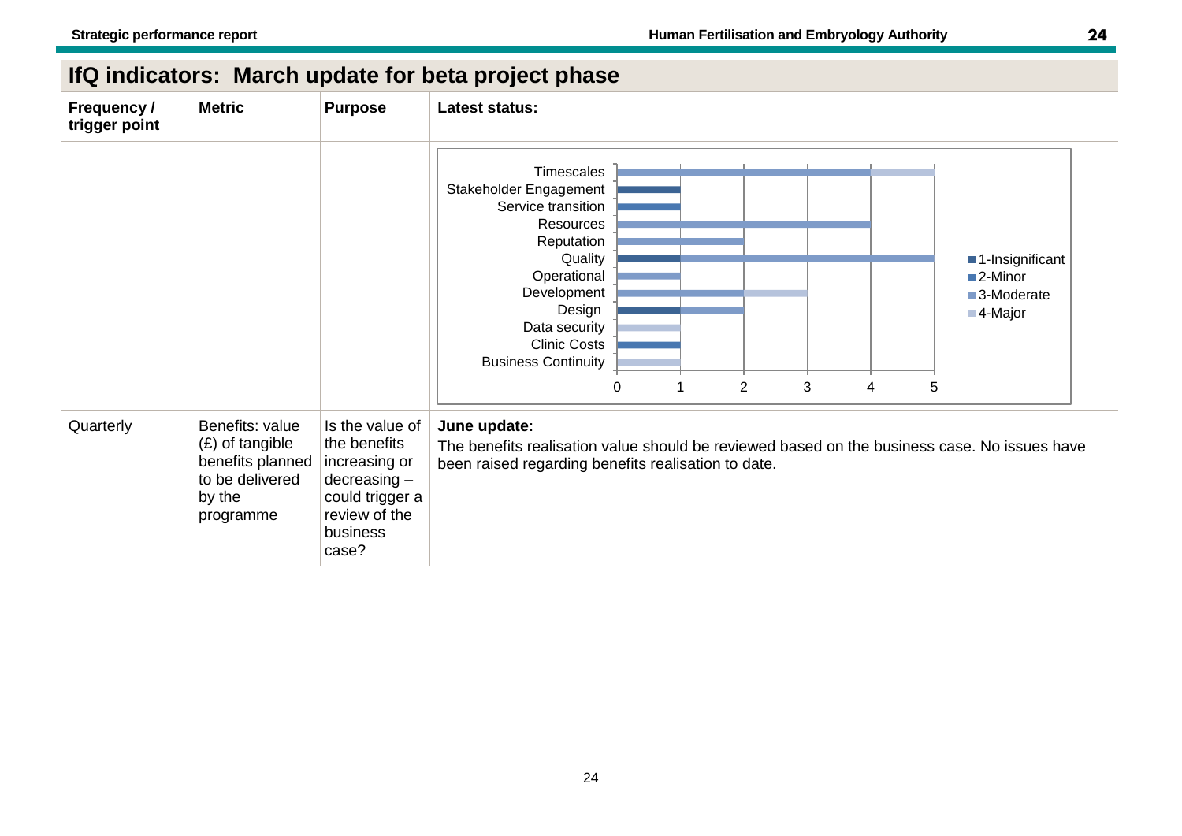## IfQ indicators: March update for beta project phase

| Frequency / trigger point | Metric | Purpose | Latest status: |
|---|---|---|---|
| | | | Timescales<br>Stakeholder Engagement<br>Service transition<br>Resources<br>Reputation<br>Quality<br>Operational<br>Development<br>Design<br>Data security<br>Clinic Costs<br>Business Continuity<br>0 1 2 3 4 5<br>1-Insignificant<br>2-Minor<br>3-Moderate<br>4-Major |
| Quarterly | Benefits: value (£) of tangible benefits planned to be delivered by the programme | Is the value of the benefits increasing or decreasing – could trigger a review of the business case? | **June update:**<br>The benefits realisation value should be reviewed based on the business case. No issues have been raised regarding benefits realisation to date. |